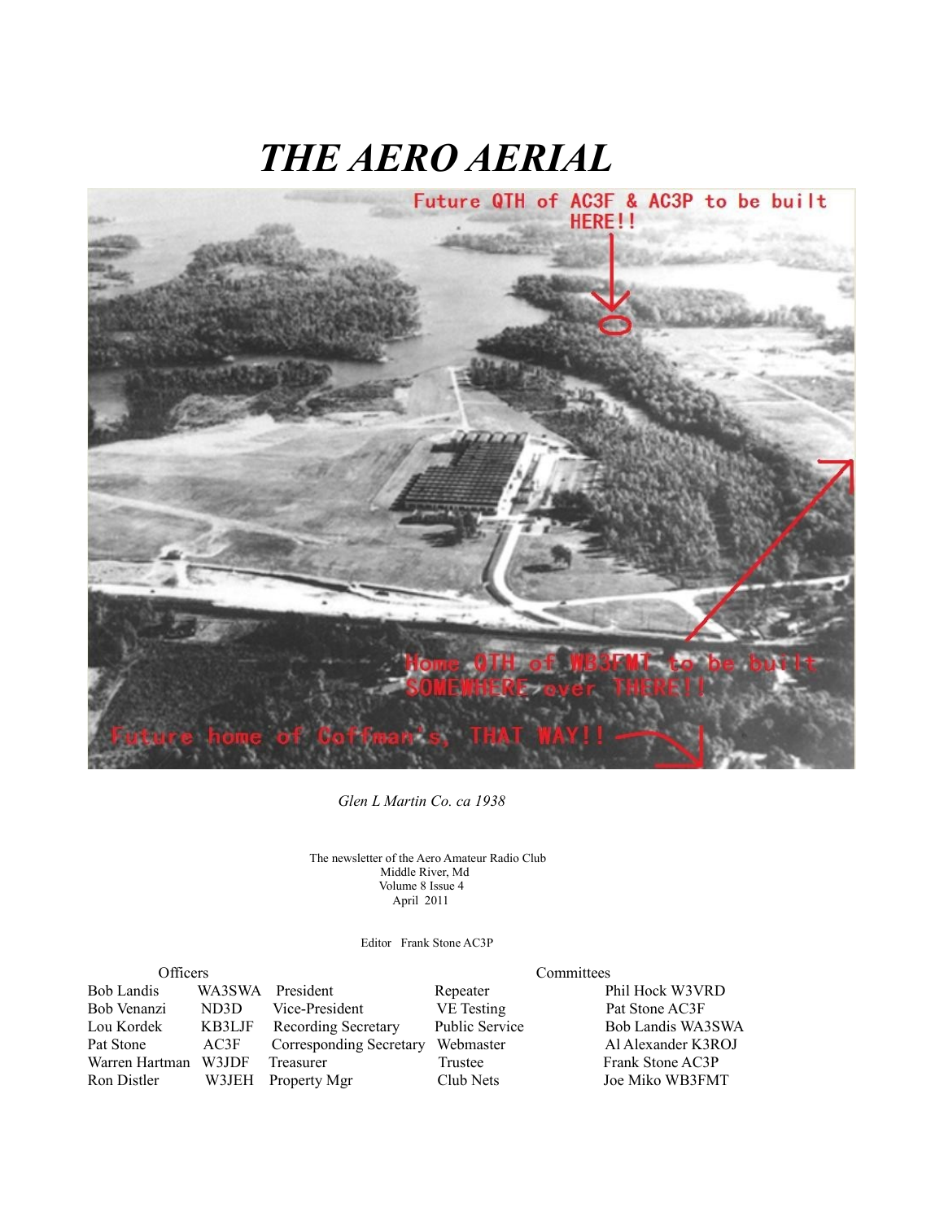# *THE AERO AERIAL*

Future QTH of AC3F & AC3P to be built HERE!!

Home QTH of WB3FMT to be built SOMEWHERE over THERE!!

Future home of Coffman's, THAT WAY!!

*Glen L Martin Co. ca 1938*

The newsletter of the Aero Amateur Radio Club
Middle River, Md
Volume 8 Issue 4
April 2011

Editor Frank Stone AC3P

| Officers | | | Committees | |
|---|---|---|---|---|
| Bob Landis | WA3SWA | President | Repeater | Phil Hock W3VRD |
| Bob Venanzi | ND3D | Vice-President | VE Testing | Pat Stone AC3F |
| Lou Kordek | KB3LJF | Recording Secretary | Public Service | Bob Landis WA3SWA |
| Pat Stone | AC3F | Corresponding Secretary | Webmaster | Al Alexander K3ROJ |
| Warren Hartman | W3JDF | Treasurer | Trustee | Frank Stone AC3P |
| Ron Distler | W3JEH | Property Mgr | Club Nets | Joe Miko WB3FMT |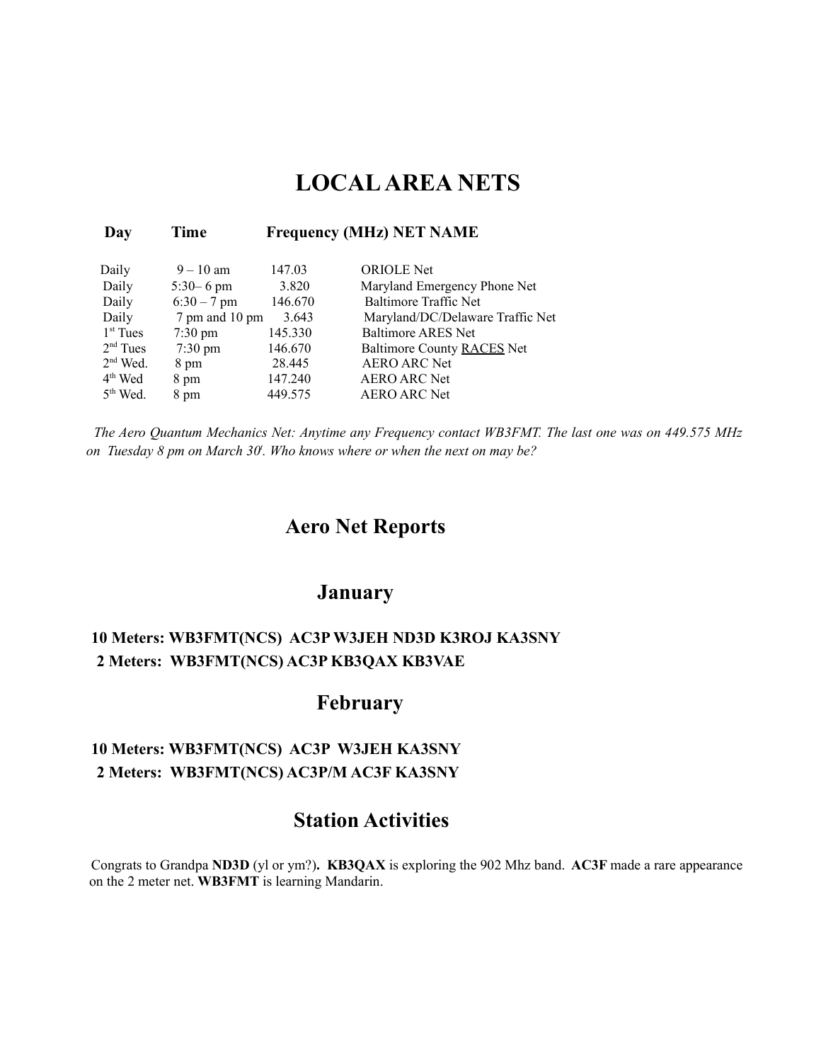# LOCAL AREA NETS

| Day | Time | Frequency (MHz) | NET NAME |
|---|---|---|---|
| Daily | 9 – 10 am | 147.03 | ORIOLE Net |
| Daily | 5:30– 6 pm | 3.820 | Maryland Emergency Phone Net |
| Daily | 6:30 – 7 pm | 146.670 | Baltimore Traffic Net |
| Daily | 7 pm and 10 pm | 3.643 | Maryland/DC/Delaware Traffic Net |
| 1st Tues | 7:30 pm | 145.330 | Baltimore ARES Net |
| 2nd Tues | 7:30 pm | 146.670 | Baltimore County RACES Net |
| 2nd Wed. | 8 pm | 28.445 | AERO ARC Net |
| 4th Wed | 8 pm | 147.240 | AERO ARC Net |
| 5th Wed. | 8 pm | 449.575 | AERO ARC Net |

*The Aero Quantum Mechanics Net: Anytime any Frequency contact WB3FMT. The last one was on 449.575 MHz on Tuesday 8 pm on March 30'. Who knows where or when the next on may be?*

## Aero Net Reports

### January

**10 Meters: WB3FMT(NCS) AC3P W3JEH ND3D K3ROJ KA3SNY**

**2 Meters: WB3FMT(NCS) AC3P KB3QAX KB3VAE**

### February

**10 Meters: WB3FMT(NCS) AC3P W3JEH KA3SNY**

**2 Meters: WB3FMT(NCS) AC3P/M AC3F KA3SNY**

## Station Activities

Congrats to Grandpa **ND3D** (yl or ym?)**. KB3QAX** is exploring the 902 Mhz band. **AC3F** made a rare appearance on the 2 meter net. **WB3FMT** is learning Mandarin.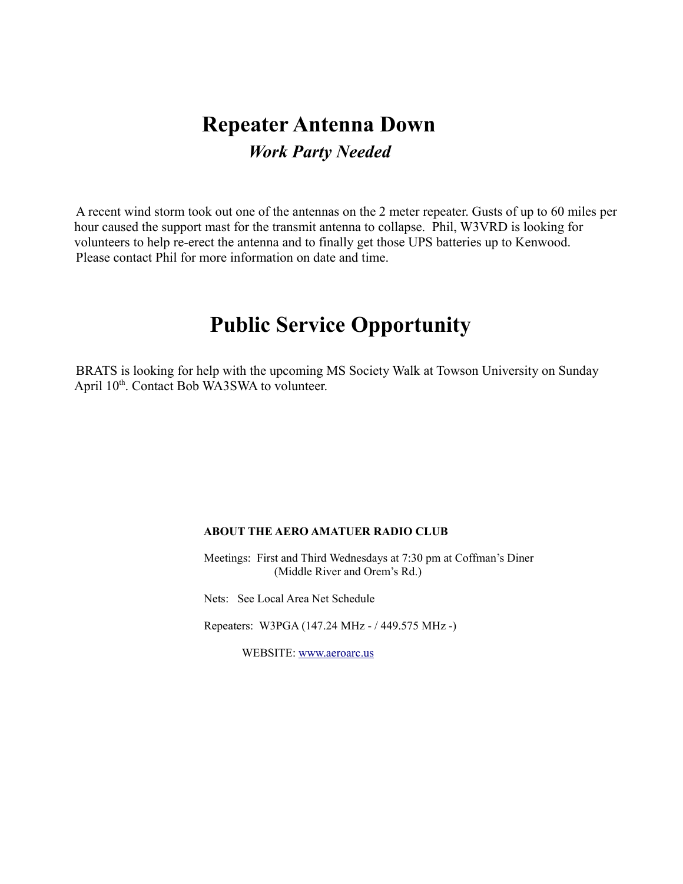# Repeater Antenna Down

### *Work Party Needed*

A recent wind storm took out one of the antennas on the 2 meter repeater. Gusts of up to 60 miles per hour caused the support mast for the transmit antenna to collapse. Phil, W3VRD is looking for volunteers to help re-erect the antenna and to finally get those UPS batteries up to Kenwood. Please contact Phil for more information on date and time.

# Public Service Opportunity

BRATS is looking for help with the upcoming MS Society Walk at Towson University on Sunday April 10th. Contact Bob WA3SWA to volunteer.

**ABOUT THE AERO AMATUER RADIO CLUB**

Meetings: First and Third Wednesdays at 7:30 pm at Coffman's Diner (Middle River and Orem's Rd.)

Nets: See Local Area Net Schedule

Repeaters: W3PGA (147.24 MHz - / 449.575 MHz -)

WEBSITE: www.aeroarc.us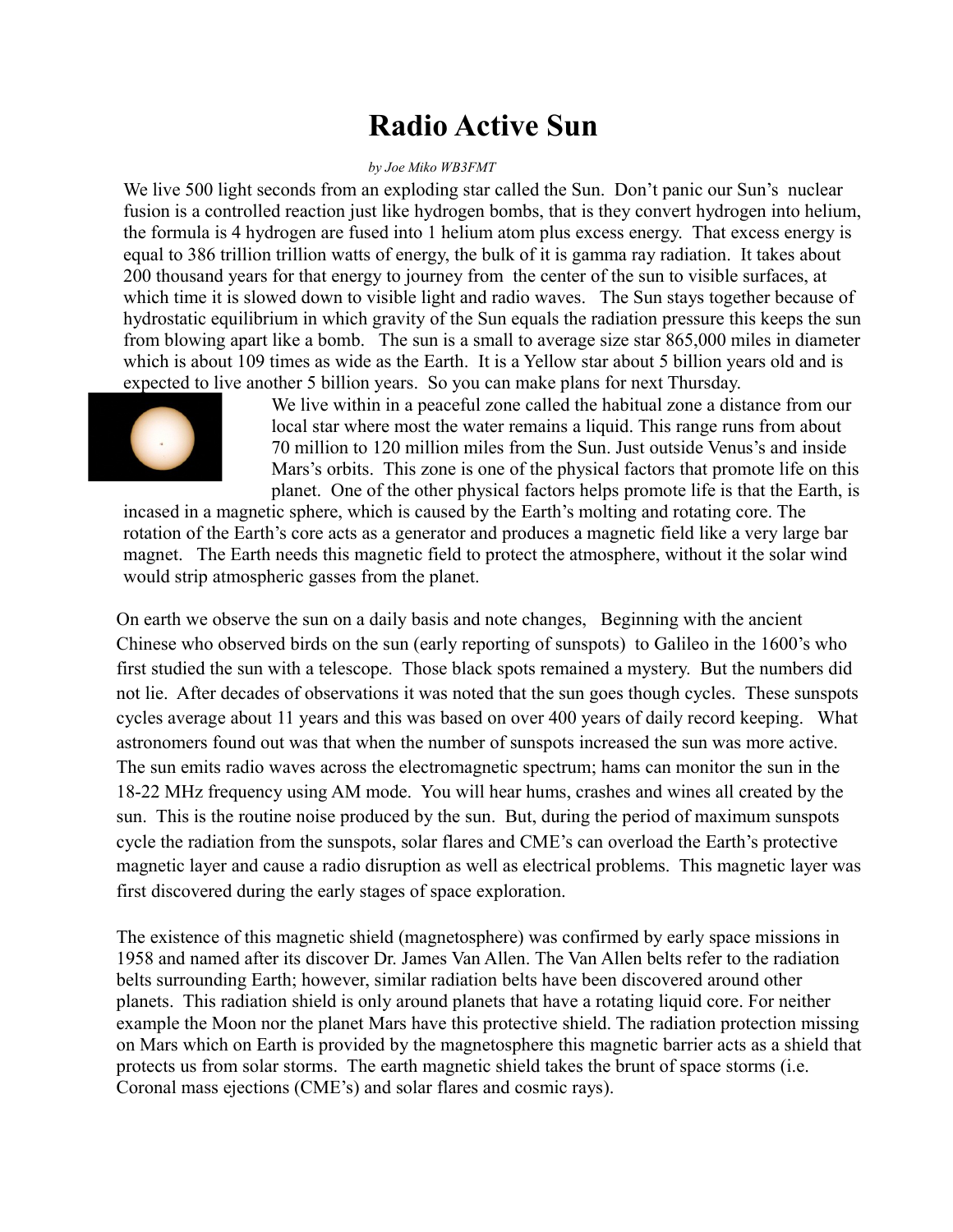# Radio Active Sun

*by Joe Miko WB3FMT*

We live 500 light seconds from an exploding star called the Sun. Don't panic our Sun's nuclear fusion is a controlled reaction just like hydrogen bombs, that is they convert hydrogen into helium, the formula is 4 hydrogen are fused into 1 helium atom plus excess energy. That excess energy is equal to 386 trillion trillion watts of energy, the bulk of it is gamma ray radiation. It takes about 200 thousand years for that energy to journey from the center of the sun to visible surfaces, at which time it is slowed down to visible light and radio waves. The Sun stays together because of hydrostatic equilibrium in which gravity of the Sun equals the radiation pressure this keeps the sun from blowing apart like a bomb. The sun is a small to average size star 865,000 miles in diameter which is about 109 times as wide as the Earth. It is a Yellow star about 5 billion years old and is expected to live another 5 billion years. So you can make plans for next Thursday.

We live within in a peaceful zone called the habitual zone a distance from our local star where most the water remains a liquid. This range runs from about 70 million to 120 million miles from the Sun. Just outside Venus's and inside Mars's orbits. This zone is one of the physical factors that promote life on this planet. One of the other physical factors helps promote life is that the Earth, is incased in a magnetic sphere, which is caused by the Earth's molting and rotating core. The rotation of the Earth's core acts as a generator and produces a magnetic field like a very large bar magnet. The Earth needs this magnetic field to protect the atmosphere, without it the solar wind would strip atmospheric gasses from the planet.

On earth we observe the sun on a daily basis and note changes, Beginning with the ancient Chinese who observed birds on the sun (early reporting of sunspots) to Galileo in the 1600's who first studied the sun with a telescope. Those black spots remained a mystery. But the numbers did not lie. After decades of observations it was noted that the sun goes though cycles. These sunspots cycles average about 11 years and this was based on over 400 years of daily record keeping. What astronomers found out was that when the number of sunspots increased the sun was more active. The sun emits radio waves across the electromagnetic spectrum; hams can monitor the sun in the 18-22 MHz frequency using AM mode. You will hear hums, crashes and wines all created by the sun. This is the routine noise produced by the sun. But, during the period of maximum sunspots cycle the radiation from the sunspots, solar flares and CME's can overload the Earth's protective magnetic layer and cause a radio disruption as well as electrical problems. This magnetic layer was first discovered during the early stages of space exploration.

The existence of this magnetic shield (magnetosphere) was confirmed by early space missions in 1958 and named after its discover Dr. James Van Allen. The Van Allen belts refer to the radiation belts surrounding Earth; however, similar radiation belts have been discovered around other planets. This radiation shield is only around planets that have a rotating liquid core. For neither example the Moon nor the planet Mars have this protective shield. The radiation protection missing on Mars which on Earth is provided by the magnetosphere this magnetic barrier acts as a shield that protects us from solar storms. The earth magnetic shield takes the brunt of space storms (i.e. Coronal mass ejections (CME's) and solar flares and cosmic rays).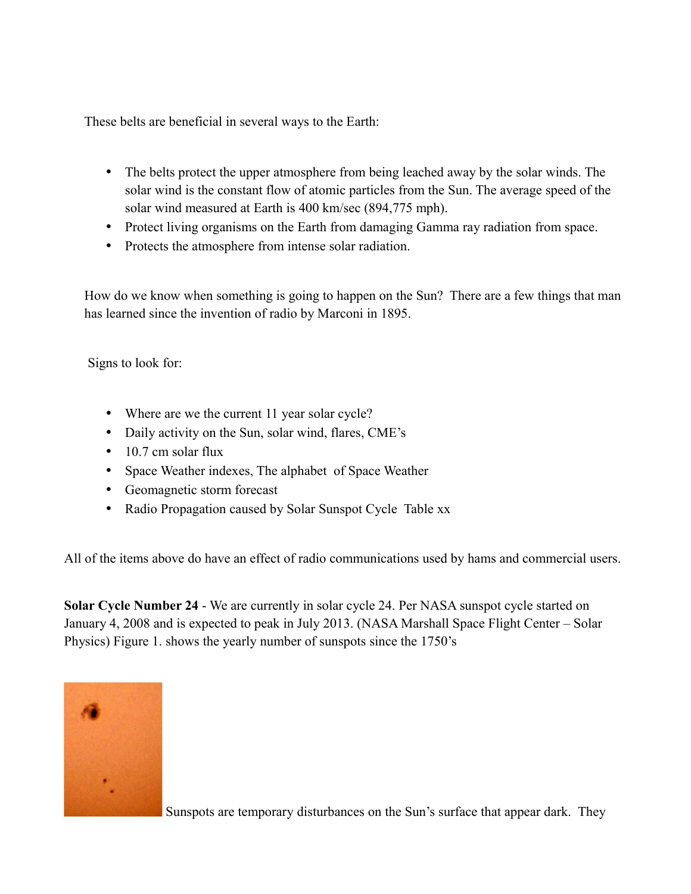These belts are beneficial in several ways to the Earth:

- The belts protect the upper atmosphere from being leached away by the solar winds. The solar wind is the constant flow of atomic particles from the Sun. The average speed of the solar wind measured at Earth is 400 km/sec (894,775 mph).
- Protect living organisms on the Earth from damaging Gamma ray radiation from space.
- Protects the atmosphere from intense solar radiation.

How do we know when something is going to happen on the Sun? There are a few things that man has learned since the invention of radio by Marconi in 1895.

Signs to look for:

- Where are we the current 11 year solar cycle?
- Daily activity on the Sun, solar wind, flares, CME's
- 10.7 cm solar flux
- Space Weather indexes, The alphabet of Space Weather
- Geomagnetic storm forecast
- Radio Propagation caused by Solar Sunspot Cycle Table xx

All of the items above do have an effect of radio communications used by hams and commercial users.

**Solar Cycle Number 24** - We are currently in solar cycle 24. Per NASA sunspot cycle started on January 4, 2008 and is expected to peak in July 2013. (NASA Marshall Space Flight Center – Solar Physics) Figure 1. shows the yearly number of sunspots since the 1750's

Sunspots are temporary disturbances on the Sun's surface that appear dark. They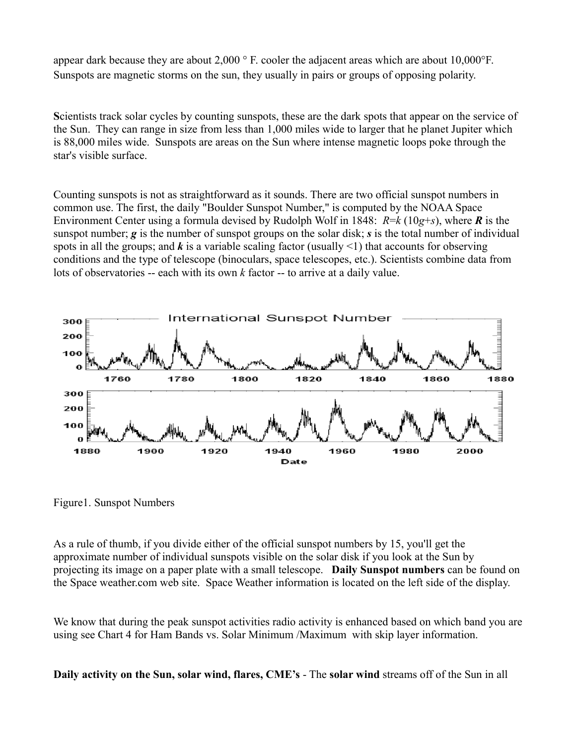appear dark because they are about 2,000 ° F. cooler the adjacent areas which are about 10,000°F. Sunspots are magnetic storms on the sun, they usually in pairs or groups of opposing polarity.

**S**cientists track solar cycles by counting sunspots, these are the dark spots that appear on the service of the Sun. They can range in size from less than 1,000 miles wide to larger that he planet Jupiter which is 88,000 miles wide. Sunspots are areas on the Sun where intense magnetic loops poke through the star's visible surface.

Counting sunspots is not as straightforward as it sounds. There are two official sunspot numbers in common use. The first, the daily "Boulder Sunspot Number," is computed by the NOAA Space Environment Center using a formula devised by Rudolph Wolf in 1848: $R=k\,(10g+s)$, where $\boldsymbol{R}$ is the sunspot number; $\boldsymbol{g}$ is the number of sunspot groups on the solar disk; $\boldsymbol{s}$ is the total number of individual spots in all the groups; and $\boldsymbol{k}$ is a variable scaling factor (usually <1) that accounts for observing conditions and the type of telescope (binoculars, space telescopes, etc.). Scientists combine data from lots of observatories -- each with its own $k$ factor -- to arrive at a daily value.

International Sunspot Number

300
200
100
0
1760 1780 1800 1820 1840 1860 1880

300
200
100
0
1880 1900 1920 1940 1960 1980 2000

Date

Figure1. Sunspot Numbers

As a rule of thumb, if you divide either of the official sunspot numbers by 15, you'll get the approximate number of individual sunspots visible on the solar disk if you look at the Sun by projecting its image on a paper plate with a small telescope. **Daily Sunspot numbers** can be found on the Space weather.com web site. Space Weather information is located on the left side of the display.

We know that during the peak sunspot activities radio activity is enhanced based on which band you are using see Chart 4 for Ham Bands vs. Solar Minimum /Maximum with skip layer information.

**Daily activity on the Sun, solar wind, flares, CME's** - The **solar wind** streams off of the Sun in all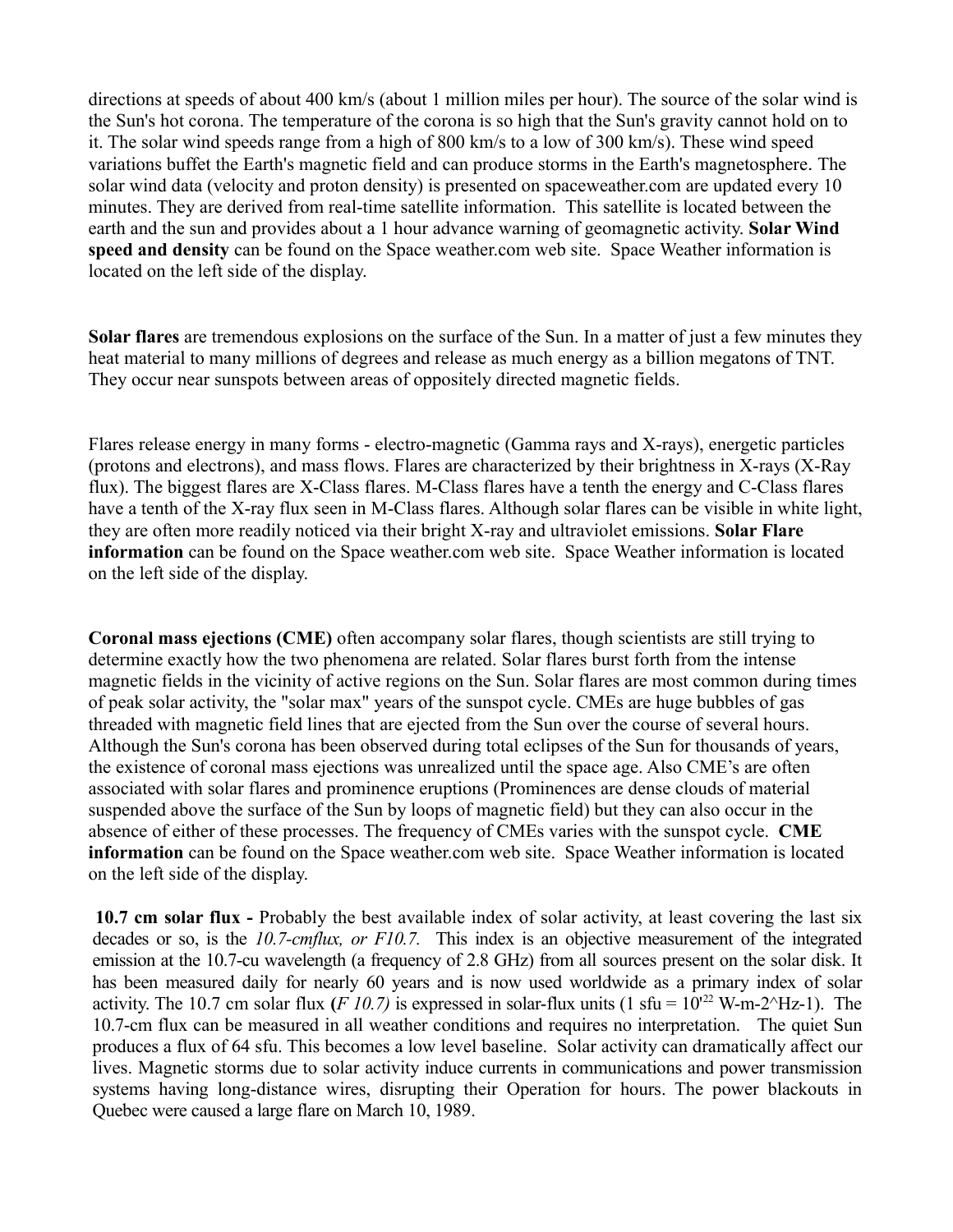directions at speeds of about 400 km/s (about 1 million miles per hour). The source of the solar wind is the Sun's hot corona. The temperature of the corona is so high that the Sun's gravity cannot hold on to it. The solar wind speeds range from a high of 800 km/s to a low of 300 km/s). These wind speed variations buffet the Earth's magnetic field and can produce storms in the Earth's magnetosphere. The solar wind data (velocity and proton density) is presented on spaceweather.com are updated every 10 minutes. They are derived from real-time satellite information. This satellite is located between the earth and the sun and provides about a 1 hour advance warning of geomagnetic activity. **Solar Wind speed and density** can be found on the Space weather.com web site. Space Weather information is located on the left side of the display.

**Solar flares** are tremendous explosions on the surface of the Sun. In a matter of just a few minutes they heat material to many millions of degrees and release as much energy as a billion megatons of TNT. They occur near sunspots between areas of oppositely directed magnetic fields.

Flares release energy in many forms - electro-magnetic (Gamma rays and X-rays), energetic particles (protons and electrons), and mass flows. Flares are characterized by their brightness in X-rays (X-Ray flux). The biggest flares are X-Class flares. M-Class flares have a tenth the energy and C-Class flares have a tenth of the X-ray flux seen in M-Class flares. Although solar flares can be visible in white light, they are often more readily noticed via their bright X-ray and ultraviolet emissions. **Solar Flare information** can be found on the Space weather.com web site. Space Weather information is located on the left side of the display.

**Coronal mass ejections (CME)** often accompany solar flares, though scientists are still trying to determine exactly how the two phenomena are related. Solar flares burst forth from the intense magnetic fields in the vicinity of active regions on the Sun. Solar flares are most common during times of peak solar activity, the "solar max" years of the sunspot cycle. CMEs are huge bubbles of gas threaded with magnetic field lines that are ejected from the Sun over the course of several hours. Although the Sun's corona has been observed during total eclipses of the Sun for thousands of years, the existence of coronal mass ejections was unrealized until the space age. Also CME's are often associated with solar flares and prominence eruptions (Prominences are dense clouds of material suspended above the surface of the Sun by loops of magnetic field) but they can also occur in the absence of either of these processes. The frequency of CMEs varies with the sunspot cycle. **CME information** can be found on the Space weather.com web site. Space Weather information is located on the left side of the display.

**10.7 cm solar flux -** Probably the best available index of solar activity, at least covering the last six decades or so, is the *10.7-cmflux, or F10.7.* This index is an objective measurement of the integrated emission at the 10.7-cu wavelength (a frequency of 2.8 GHz) from all sources present on the solar disk. It has been measured daily for nearly 60 years and is now used worldwide as a primary index of solar activity. The 10.7 cm solar flux **(***F 10.7)* is expressed in solar-flux units (1 sfu = $10^{'22}$ W-m-2^Hz-1). The 10.7-cm flux can be measured in all weather conditions and requires no interpretation. The quiet Sun produces a flux of 64 sfu. This becomes a low level baseline. Solar activity can dramatically affect our lives. Magnetic storms due to solar activity induce currents in communications and power transmission systems having long-distance wires, disrupting their Operation for hours. The power blackouts in Quebec were caused a large flare on March 10, 1989.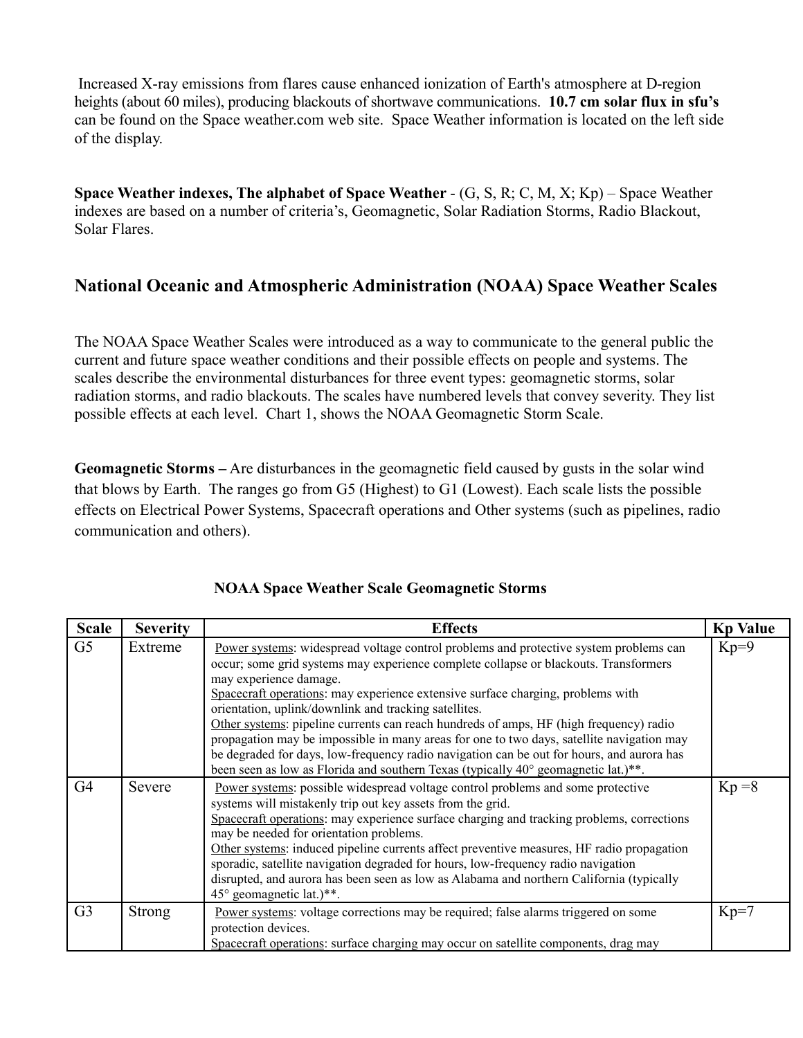Increased X-ray emissions from flares cause enhanced ionization of Earth's atmosphere at D-region heights (about 60 miles), producing blackouts of shortwave communications. **10.7 cm solar flux in sfu's** can be found on the Space weather.com web site. Space Weather information is located on the left side of the display.

**Space Weather indexes, The alphabet of Space Weather** - (G, S, R; C, M, X; Kp) – Space Weather indexes are based on a number of criteria's, Geomagnetic, Solar Radiation Storms, Radio Blackout, Solar Flares.

## National Oceanic and Atmospheric Administration (NOAA) Space Weather Scales

The NOAA Space Weather Scales were introduced as a way to communicate to the general public the current and future space weather conditions and their possible effects on people and systems. The scales describe the environmental disturbances for three event types: geomagnetic storms, solar radiation storms, and radio blackouts. The scales have numbered levels that convey severity. They list possible effects at each level. Chart 1, shows the NOAA Geomagnetic Storm Scale.

**Geomagnetic Storms –** Are disturbances in the geomagnetic field caused by gusts in the solar wind that blows by Earth. The ranges go from G5 (Highest) to G1 (Lowest). Each scale lists the possible effects on Electrical Power Systems, Spacecraft operations and Other systems (such as pipelines, radio communication and others).

**NOAA Space Weather Scale Geomagnetic Storms**

| Scale | Severity | Effects | Kp Value |
|---|---|---|---|
| G5 | Extreme | Power systems: widespread voltage control problems and protective system problems can occur; some grid systems may experience complete collapse or blackouts. Transformers may experience damage.<br>Spacecraft operations: may experience extensive surface charging, problems with orientation, uplink/downlink and tracking satellites.<br>Other systems: pipeline currents can reach hundreds of amps, HF (high frequency) radio propagation may be impossible in many areas for one to two days, satellite navigation may be degraded for days, low-frequency radio navigation can be out for hours, and aurora has been seen as low as Florida and southern Texas (typically 40° geomagnetic lat.)**. | Kp=9 |
| G4 | Severe | Power systems: possible widespread voltage control problems and some protective systems will mistakenly trip out key assets from the grid.<br>Spacecraft operations: may experience surface charging and tracking problems, corrections may be needed for orientation problems.<br>Other systems: induced pipeline currents affect preventive measures, HF radio propagation sporadic, satellite navigation degraded for hours, low-frequency radio navigation disrupted, and aurora has been seen as low as Alabama and northern California (typically 45° geomagnetic lat.)**. | Kp =8 |
| G3 | Strong | Power systems: voltage corrections may be required; false alarms triggered on some protection devices.<br>Spacecraft operations: surface charging may occur on satellite components, drag may | Kp=7 |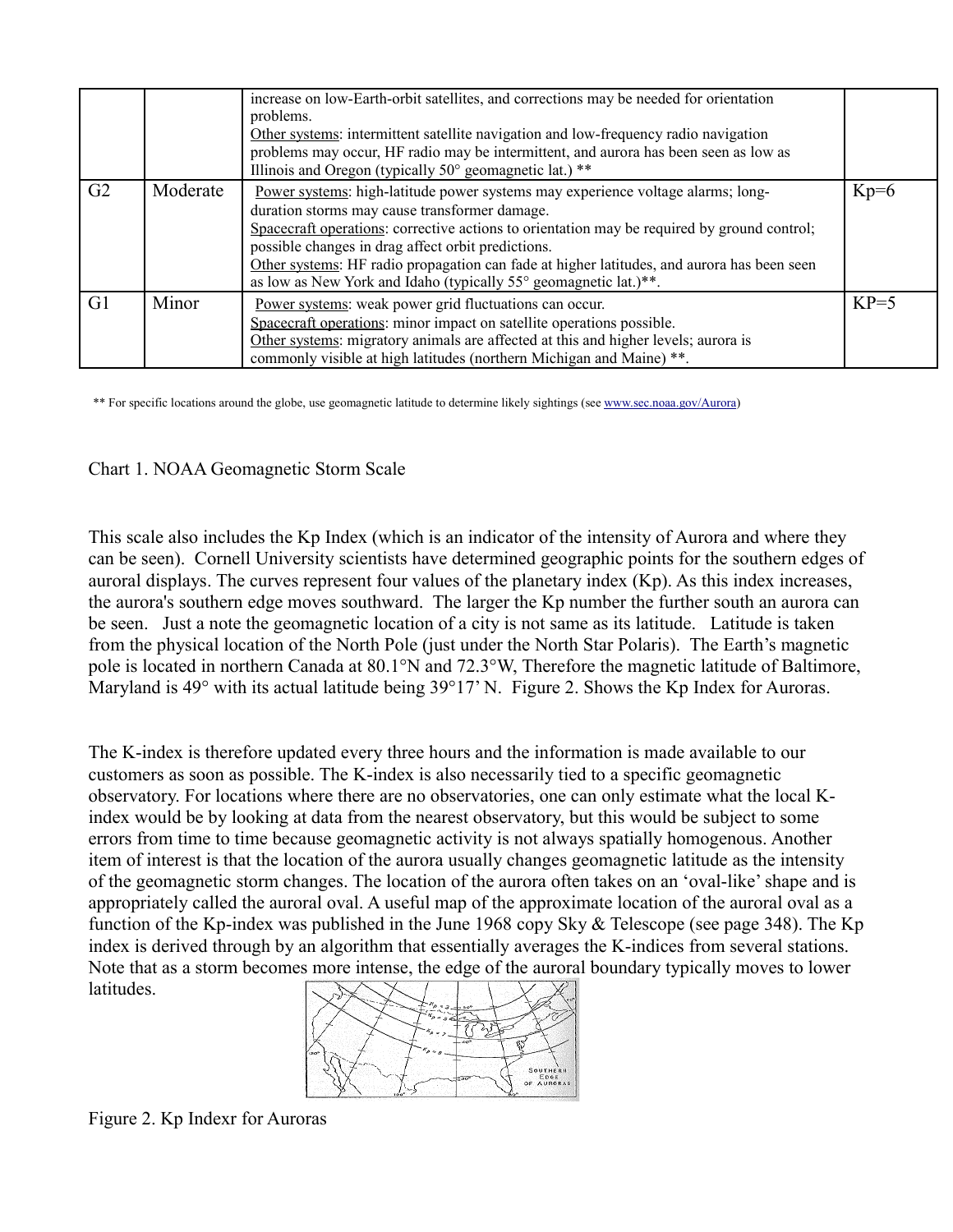| | | | |
|---|---|---|---|
| | | increase on low-Earth-orbit satellites, and corrections may be needed for orientation problems.<br>Other systems: intermittent satellite navigation and low-frequency radio navigation problems may occur, HF radio may be intermittent, and aurora has been seen as low as Illinois and Oregon (typically 50° geomagnetic lat.) ** | |
| G2 | Moderate | Power systems: high-latitude power systems may experience voltage alarms; long-duration storms may cause transformer damage.<br>Spacecraft operations: corrective actions to orientation may be required by ground control; possible changes in drag affect orbit predictions.<br>Other systems: HF radio propagation can fade at higher latitudes, and aurora has been seen as low as New York and Idaho (typically 55° geomagnetic lat.)**. | Kp=6 |
| G1 | Minor | Power systems: weak power grid fluctuations can occur.<br>Spacecraft operations: minor impact on satellite operations possible.<br>Other systems: migratory animals are affected at this and higher levels; aurora is commonly visible at high latitudes (northern Michigan and Maine) **. | KP=5 |

** For specific locations around the globe, use geomagnetic latitude to determine likely sightings (see www.sec.noaa.gov/Aurora)

Chart 1. NOAA Geomagnetic Storm Scale

This scale also includes the Kp Index (which is an indicator of the intensity of Aurora and where they can be seen). Cornell University scientists have determined geographic points for the southern edges of auroral displays. The curves represent four values of the planetary index (Kp). As this index increases, the aurora's southern edge moves southward. The larger the Kp number the further south an aurora can be seen. Just a note the geomagnetic location of a city is not same as its latitude. Latitude is taken from the physical location of the North Pole (just under the North Star Polaris). The Earth's magnetic pole is located in northern Canada at 80.1°N and 72.3°W, Therefore the magnetic latitude of Baltimore, Maryland is 49° with its actual latitude being 39°17' N. Figure 2. Shows the Kp Index for Auroras.

The K-index is therefore updated every three hours and the information is made available to our customers as soon as possible. The K-index is also necessarily tied to a specific geomagnetic observatory. For locations where there are no observatories, one can only estimate what the local K-index would be by looking at data from the nearest observatory, but this would be subject to some errors from time to time because geomagnetic activity is not always spatially homogenous. Another item of interest is that the location of the aurora usually changes geomagnetic latitude as the intensity of the geomagnetic storm changes. The location of the aurora often takes on an 'oval-like' shape and is appropriately called the auroral oval. A useful map of the approximate location of the auroral oval as a function of the Kp-index was published in the June 1968 copy Sky & Telescope (see page 348). The Kp index is derived through by an algorithm that essentially averages the K-indices from several stations. Note that as a storm becomes more intense, the edge of the auroral boundary typically moves to lower latitudes.

Kp = 2
Kp = 5
Kp = 7
Kp = 8
SOUTHERN EDGE OF AURORAS

Figure 2. Kp Indexr for Auroras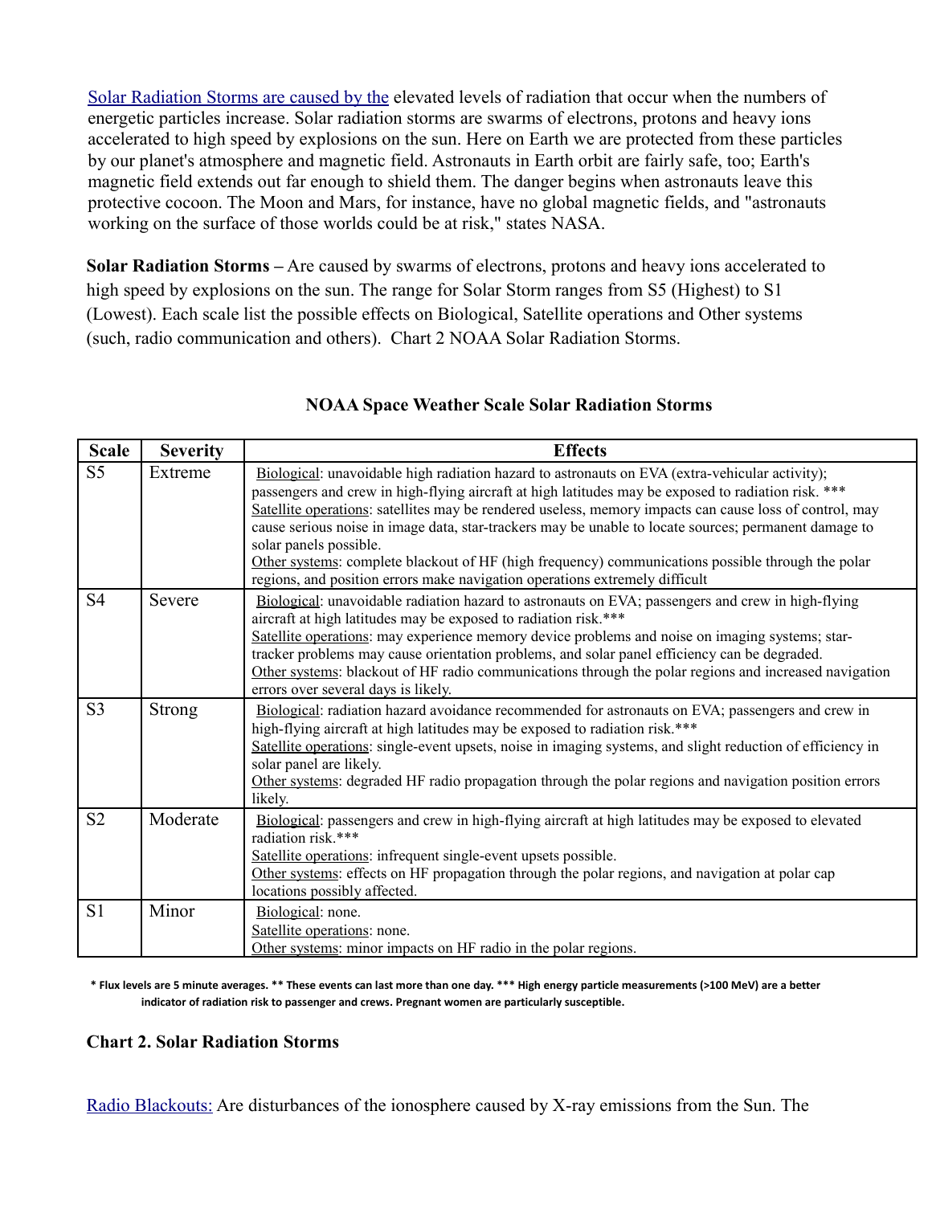Solar Radiation Storms are caused by the elevated levels of radiation that occur when the numbers of energetic particles increase. Solar radiation storms are swarms of electrons, protons and heavy ions accelerated to high speed by explosions on the sun. Here on Earth we are protected from these particles by our planet's atmosphere and magnetic field. Astronauts in Earth orbit are fairly safe, too; Earth's magnetic field extends out far enough to shield them. The danger begins when astronauts leave this protective cocoon. The Moon and Mars, for instance, have no global magnetic fields, and "astronauts working on the surface of those worlds could be at risk," states NASA.

**Solar Radiation Storms –** Are caused by swarms of electrons, protons and heavy ions accelerated to high speed by explosions on the sun. The range for Solar Storm ranges from S5 (Highest) to S1 (Lowest). Each scale list the possible effects on Biological, Satellite operations and Other systems (such, radio communication and others). Chart 2 NOAA Solar Radiation Storms.

**NOAA Space Weather Scale Solar Radiation Storms**

| Scale | Severity | Effects |
|---|---|---|
| S5 | Extreme | Biological: unavoidable high radiation hazard to astronauts on EVA (extra-vehicular activity); passengers and crew in high-flying aircraft at high latitudes may be exposed to radiation risk. *** <br> Satellite operations: satellites may be rendered useless, memory impacts can cause loss of control, may cause serious noise in image data, star-trackers may be unable to locate sources; permanent damage to solar panels possible. <br> Other systems: complete blackout of HF (high frequency) communications possible through the polar regions, and position errors make navigation operations extremely difficult |
| S4 | Severe | Biological: unavoidable radiation hazard to astronauts on EVA; passengers and crew in high-flying aircraft at high latitudes may be exposed to radiation risk.*** <br> Satellite operations: may experience memory device problems and noise on imaging systems; star-tracker problems may cause orientation problems, and solar panel efficiency can be degraded. <br> Other systems: blackout of HF radio communications through the polar regions and increased navigation errors over several days is likely. |
| S3 | Strong | Biological: radiation hazard avoidance recommended for astronauts on EVA; passengers and crew in high-flying aircraft at high latitudes may be exposed to radiation risk.*** <br> Satellite operations: single-event upsets, noise in imaging systems, and slight reduction of efficiency in solar panel are likely. <br> Other systems: degraded HF radio propagation through the polar regions and navigation position errors likely. |
| S2 | Moderate | Biological: passengers and crew in high-flying aircraft at high latitudes may be exposed to elevated radiation risk.*** <br> Satellite operations: infrequent single-event upsets possible. <br> Other systems: effects on HF propagation through the polar regions, and navigation at polar cap locations possibly affected. |
| S1 | Minor | Biological: none. <br> Satellite operations: none. <br> Other systems: minor impacts on HF radio in the polar regions. |

**\* Flux levels are 5 minute averages. ** These events can last more than one day. *** High energy particle measurements (>100 MeV) are a better indicator of radiation risk to passenger and crews. Pregnant women are particularly susceptible.**

**Chart 2. Solar Radiation Storms**

Radio Blackouts: Are disturbances of the ionosphere caused by X-ray emissions from the Sun. The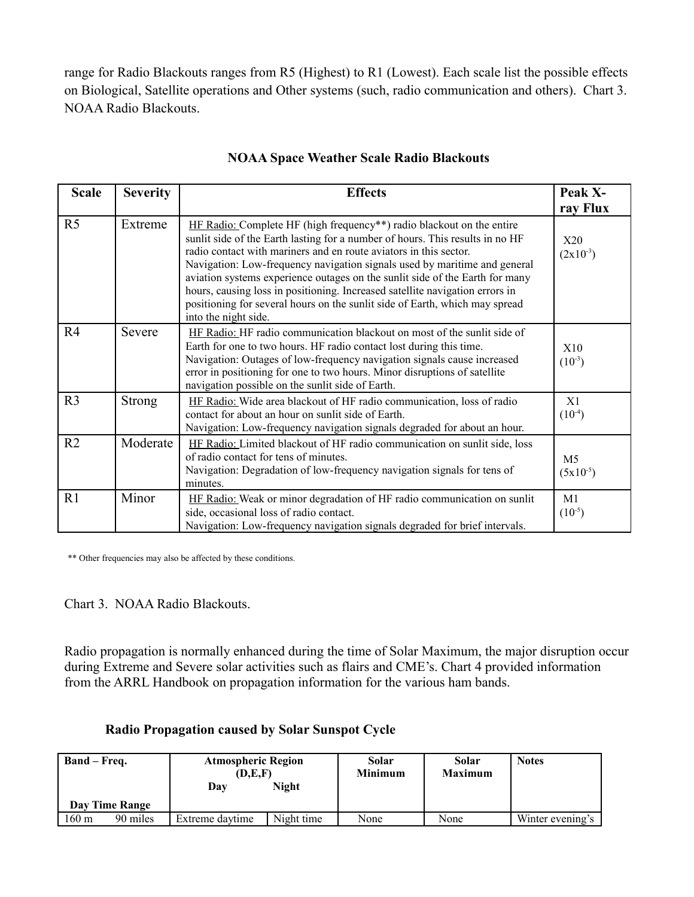range for Radio Blackouts ranges from R5 (Highest) to R1 (Lowest). Each scale list the possible effects on Biological, Satellite operations and Other systems (such, radio communication and others). Chart 3. NOAA Radio Blackouts.

### NOAA Space Weather Scale Radio Blackouts

| Scale | Severity | Effects | Peak X-ray Flux |
|---|---|---|---|
| R5 | Extreme | HF Radio: Complete HF (high frequency**) radio blackout on the entire sunlit side of the Earth lasting for a number of hours. This results in no HF radio contact with mariners and en route aviators in this sector. Navigation: Low-frequency navigation signals used by maritime and general aviation systems experience outages on the sunlit side of the Earth for many hours, causing loss in positioning. Increased satellite navigation errors in positioning for several hours on the sunlit side of Earth, which may spread into the night side. | X20 ($2x10^{-3}$) |
| R4 | Severe | HF Radio: HF radio communication blackout on most of the sunlit side of Earth for one to two hours. HF radio contact lost during this time. Navigation: Outages of low-frequency navigation signals cause increased error in positioning for one to two hours. Minor disruptions of satellite navigation possible on the sunlit side of Earth. | X10 ($10^{-3}$) |
| R3 | Strong | HF Radio: Wide area blackout of HF radio communication, loss of radio contact for about an hour on sunlit side of Earth. Navigation: Low-frequency navigation signals degraded for about an hour. | X1 ($10^{-4}$) |
| R2 | Moderate | HF Radio: Limited blackout of HF radio communication on sunlit side, loss of radio contact for tens of minutes. Navigation: Degradation of low-frequency navigation signals for tens of minutes. | M5 ($5x10^{-5}$) |
| R1 | Minor | HF Radio: Weak or minor degradation of HF radio communication on sunlit side, occasional loss of radio contact. Navigation: Low-frequency navigation signals degraded for brief intervals. | M1 ($10^{-5}$) |

** Other frequencies may also be affected by these conditions.

Chart 3. NOAA Radio Blackouts.

Radio propagation is normally enhanced during the time of Solar Maximum, the major disruption occur during Extreme and Severe solar activities such as flairs and CME's. Chart 4 provided information from the ARRL Handbook on propagation information for the various ham bands.

### Radio Propagation caused by Solar Sunspot Cycle

| Band – Freq. | | Atmospheric Region (D,E,F) | | Solar Minimum | Solar Maximum | Notes |
|---|---|---|---|---|---|---|
| Day Time Range | | Day | Night | | | |
| 160 m | 90 miles | Extreme daytime | Night time | None | None | Winter evening's |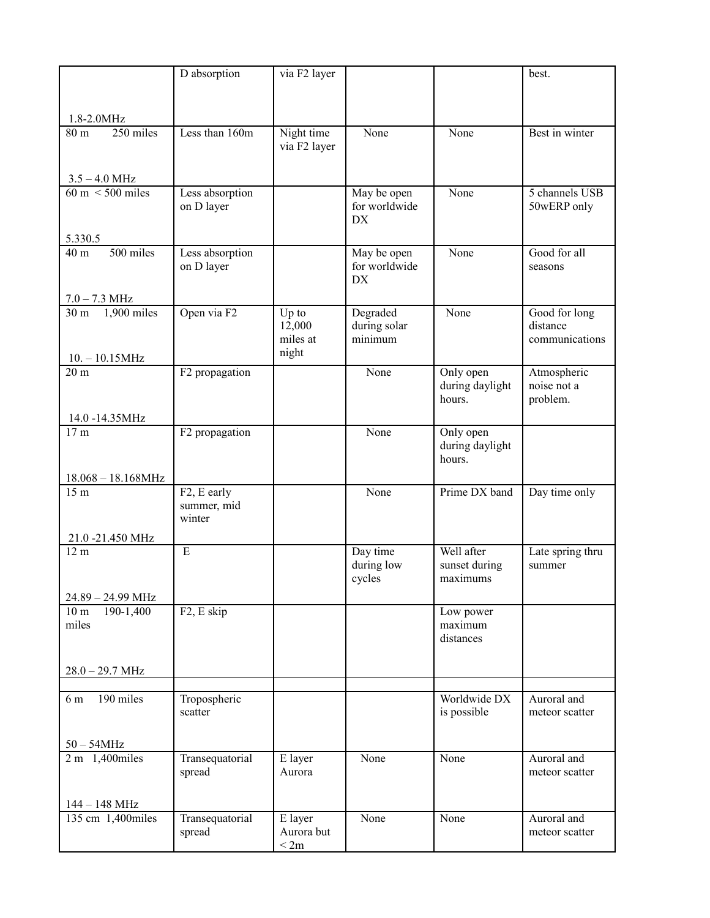| | | | | | |
|---|---|---|---|---|---|
| 1.8-2.0MHz | D absorption | via F2 layer | | | best. |
| 80 m 250 miles<br><br>3.5 – 4.0 MHz | Less than 160m | Night time via F2 layer | None | None | Best in winter |
| 60 m < 500 miles<br><br>5.330.5 | Less absorption on D layer | | May be open for worldwide DX | None | 5 channels USB 50wERP only |
| 40 m 500 miles<br><br>7.0 – 7.3 MHz | Less absorption on D layer | | May be open for worldwide DX | None | Good for all seasons |
| 30 m 1,900 miles<br><br>10. – 10.15MHz | Open via F2 | Up to 12,000 miles at night | Degraded during solar minimum | None | Good for long distance communications |
| 20 m<br><br>14.0 -14.35MHz | F2 propagation | | None | Only open during daylight hours. | Atmospheric noise not a problem. |
| 17 m<br><br>18.068 – 18.168MHz | F2 propagation | | None | Only open during daylight hours. | |
| 15 m<br><br>21.0 -21.450 MHz | F2, E early summer, mid winter | | None | Prime DX band | Day time only |
| 12 m<br><br>24.89 – 24.99 MHz | E | | Day time during low cycles | Well after sunset during maximums | Late spring thru summer |
| 10 m 190-1,400 miles<br><br>28.0 – 29.7 MHz | F2, E skip | | | Low power maximum distances | |
| | | | | | |
| 6 m 190 miles<br><br>50 – 54MHz | Tropospheric scatter | | | Worldwide DX is possible | Auroral and meteor scatter |
| 2 m 1,400miles<br><br>144 – 148 MHz | Transequatorial spread | E layer Aurora | None | None | Auroral and meteor scatter |
| 135 cm 1,400miles | Transequatorial spread | E layer Aurora but < 2m | None | None | Auroral and meteor scatter |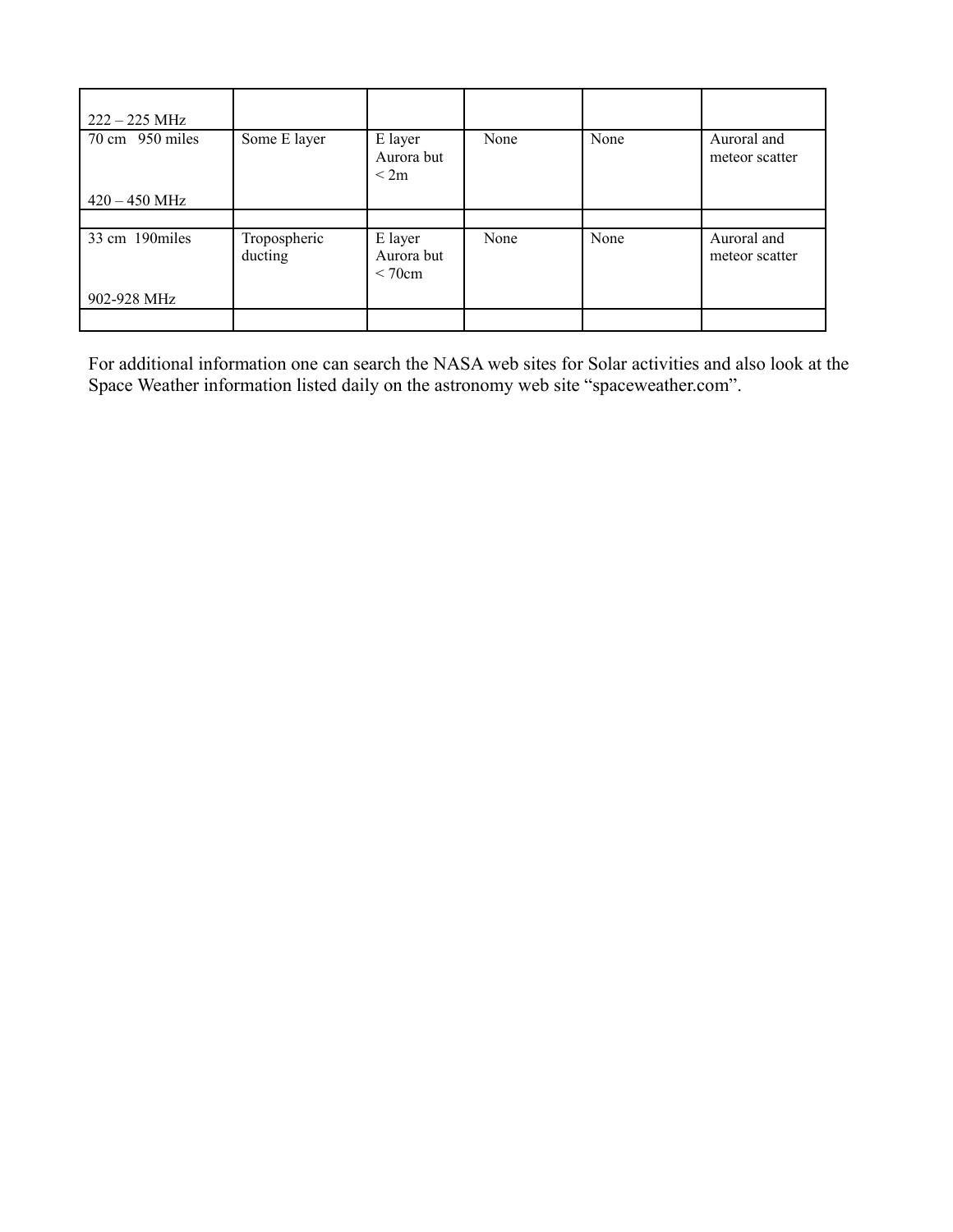| | | | | | |
|---|---|---|---|---|---|
| 222 – 225 MHz | | | | | |
| 70 cm 950 miles<br><br>420 – 450 MHz | Some E layer | E layer Aurora but < 2m | None | None | Auroral and meteor scatter |
| | | | | | |
| 33 cm 190miles<br><br>902-928 MHz | Tropospheric ducting | E layer Aurora but < 70cm | None | None | Auroral and meteor scatter |
| | | | | | |

For additional information one can search the NASA web sites for Solar activities and also look at the Space Weather information listed daily on the astronomy web site "spaceweather.com".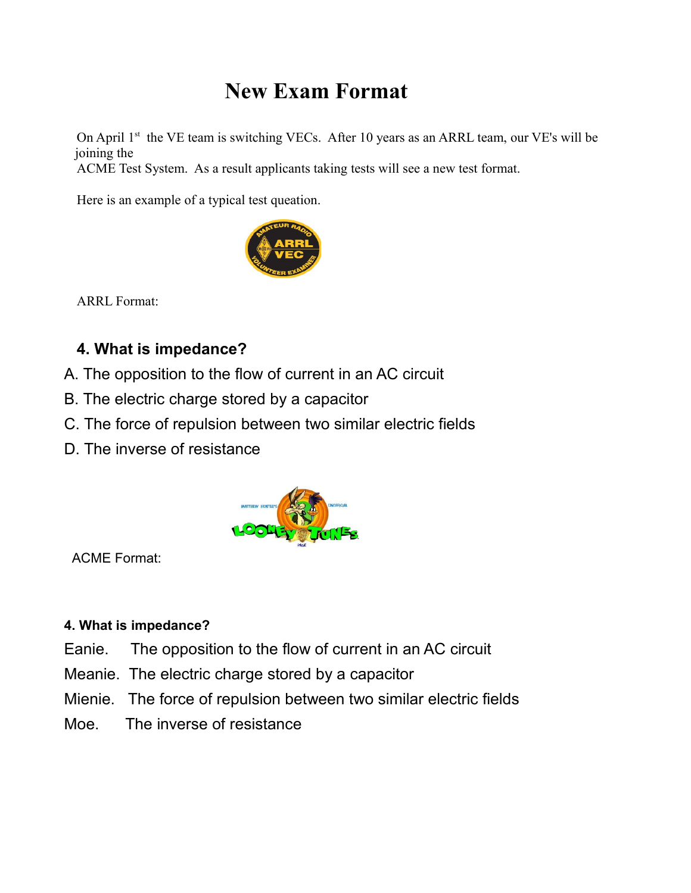# New Exam Format

On April 1st the VE team is switching VECs. After 10 years as an ARRL team, our VE's will be joining the ACME Test System. As a result applicants taking tests will see a new test format.

Here is an example of a typical test queation.

ARRL Format:

**4. What is impedance?**

A. The opposition to the flow of current in an AC circuit

B. The electric charge stored by a capacitor

C. The force of repulsion between two similar electric fields

D. The inverse of resistance

ACME Format:

**4. What is impedance?**

Eanie. The opposition to the flow of current in an AC circuit

Meanie. The electric charge stored by a capacitor

Mienie. The force of repulsion between two similar electric fields

Moe. The inverse of resistance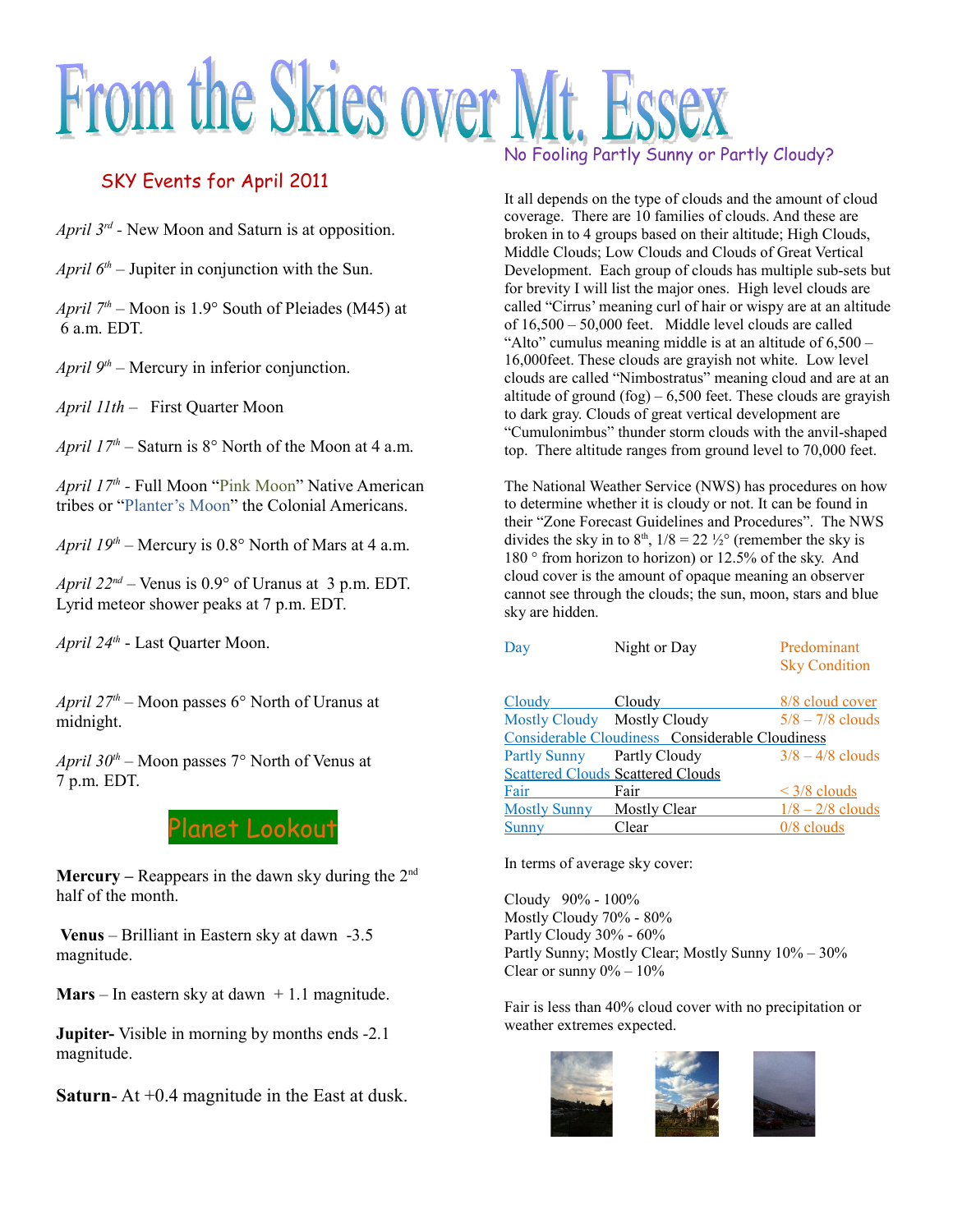# From the Skies over Mt. Essex

## SKY Events for April 2011

*April 3rd* - New Moon and Saturn is at opposition.

*April 6th* – Jupiter in conjunction with the Sun.

*April 7th* – Moon is 1.9° South of Pleiades (M45) at 6 a.m. EDT.

*April 9th* – Mercury in inferior conjunction.

*April 11th* – First Quarter Moon

*April 17th* – Saturn is 8° North of the Moon at 4 a.m.

*April 17th* - Full Moon "Pink Moon" Native American tribes or "Planter's Moon" the Colonial Americans.

*April 19th* – Mercury is 0.8° North of Mars at 4 a.m.

*April 22nd* – Venus is 0.9° of Uranus at 3 p.m. EDT. Lyrid meteor shower peaks at 7 p.m. EDT.

*April 24th* - Last Quarter Moon.

*April 27th* – Moon passes 6° North of Uranus at midnight.

*April 30th* – Moon passes 7° North of Venus at 7 p.m. EDT.

## Planet Lookout

**Mercury –** Reappears in the dawn sky during the 2nd half of the month.

**Venus** – Brilliant in Eastern sky at dawn -3.5 magnitude.

**Mars** – In eastern sky at dawn + 1.1 magnitude.

**Jupiter-** Visible in morning by months ends -2.1 magnitude.

**Saturn**- At +0.4 magnitude in the East at dusk.

## No Fooling Partly Sunny or Partly Cloudy?

It all depends on the type of clouds and the amount of cloud coverage. There are 10 families of clouds. And these are broken in to 4 groups based on their altitude; High Clouds, Middle Clouds; Low Clouds and Clouds of Great Vertical Development. Each group of clouds has multiple sub-sets but for brevity I will list the major ones. High level clouds are called "Cirrus' meaning curl of hair or wispy are at an altitude of 16,500 – 50,000 feet. Middle level clouds are called "Alto" cumulus meaning middle is at an altitude of 6,500 – 16,000feet. These clouds are grayish not white. Low level clouds are called "Nimbostratus" meaning cloud and are at an altitude of ground (fog) – 6,500 feet. These clouds are grayish to dark gray. Clouds of great vertical development are "Cumulonimbus" thunder storm clouds with the anvil-shaped top. There altitude ranges from ground level to 70,000 feet.

The National Weather Service (NWS) has procedures on how to determine whether it is cloudy or not. It can be found in their "Zone Forecast Guidelines and Procedures". The NWS divides the sky in to 8th, 1/8 = 22 ½° (remember the sky is 180 ° from horizon to horizon) or 12.5% of the sky. And cloud cover is the amount of opaque meaning an observer cannot see through the clouds; the sun, moon, stars and blue sky are hidden.

| Day | Night or Day | Predominant Sky Condition |
|---|---|---|
| Cloudy | Cloudy | 8/8 cloud cover |
| Mostly Cloudy | Mostly Cloudy | 5/8 – 7/8 clouds |
| Considerable Cloudiness | Considerable Cloudiness | |
| Partly Sunny | Partly Cloudy | 3/8 – 4/8 clouds |
| Scattered Clouds | Scattered Clouds | |
| Fair | Fair | < 3/8 clouds |
| Mostly Sunny | Mostly Clear | 1/8 – 2/8 clouds |
| Sunny | Clear | 0/8 clouds |

In terms of average sky cover:

Cloudy 90% - 100%
Mostly Cloudy 70% - 80%
Partly Cloudy 30% - 60%
Partly Sunny; Mostly Clear; Mostly Sunny 10% – 30%
Clear or sunny 0% – 10%

Fair is less than 40% cloud cover with no precipitation or weather extremes expected.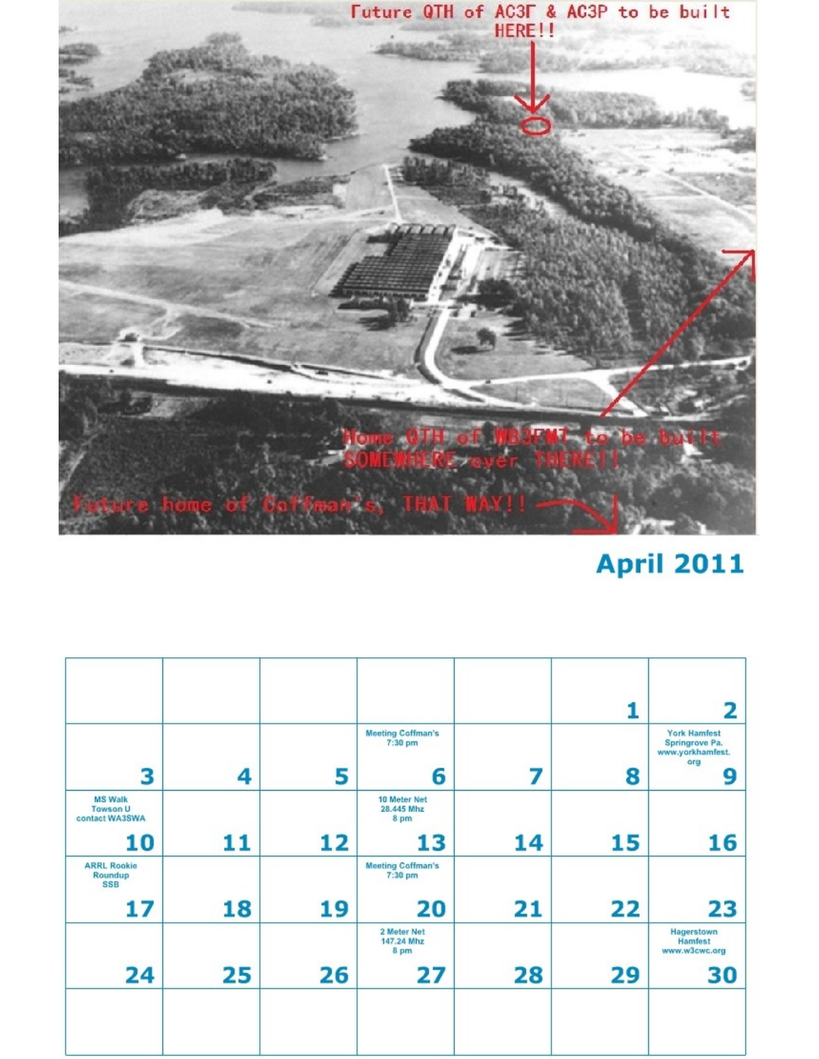Future QTH of AC3Г & AC3P to be built HERE!!

Home QTH of WB3FMT to be built SOMEWHERE over THERE!!

Future home of Coffman's, THAT WAY!!

## April 2011

| | | | | | | |
|---|---|---|---|---|---|---|
| | | | | | 1 | 2 |
| 3 | 4 | 5 | Meeting Coffman's 7:30 pm 6 | 7 | 8 | York Hamfest Springrove Pa. www.yorkhamfest.org 9 |
| MS Walk Towson U contact WA3SWA 10 | 11 | 12 | 10 Meter Net 28.445 Mhz 8 pm 13 | 14 | 15 | 16 |
| ARRL Rookie Roundup SSB 17 | 18 | 19 | Meeting Coffman's 7:30 pm 20 | 21 | 22 | 23 |
| 24 | 25 | 26 | 2 Meter Net 147.24 Mhz 8 pm 27 | 28 | 29 | Hagerstown Hamfest www.w3cwc.org 30 |
| | | | | | | |